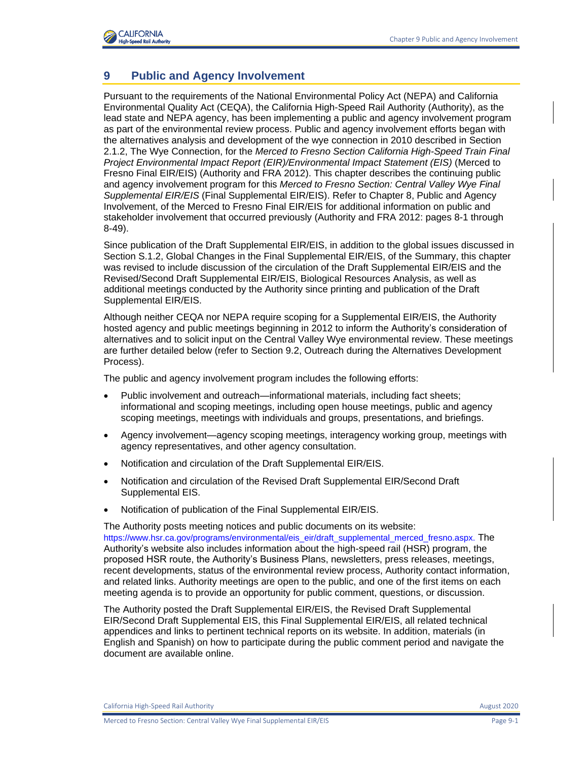# 9 Public and Agency Involvement

Pursuant to the requirements of the National Environmental Policy Act (NEPA) and California Environmental Quality Act (CEQA), the California High-Speed Rail Authority (Authority), as the lead state and NEPA agency, has been implementing a public and agency involvement program as part of the environmental review process. Public and agency involvement efforts began with the alternatives analysis and development of the wye connection in 2010 described in Section 2.1.2, The Wye Connection, for the *Merced to Fresno Section California High-Speed Train Final Project Environmental Impact Report (EIR)/Environmental Impact Statement (EIS)* (Merced to Fresno Final EIR/EIS) (Authority and FRA 2012). This chapter describes the continuing public and agency involvement program for this *Merced to Fresno Section: Central Valley Wye Final Supplemental EIR/EIS* (Final Supplemental EIR/EIS). Refer to Chapter 8, Public and Agency Involvement, of the Merced to Fresno Final EIR/EIS for additional information on public and stakeholder involvement that occurred previously (Authority and FRA 2012: pages 8-1 through 8-49).

Since publication of the Draft Supplemental EIR/EIS, in addition to the global issues discussed in Section S.1.2, Global Changes in the Final Supplemental EIR/EIS, of the Summary, this chapter was revised to include discussion of the circulation of the Draft Supplemental EIR/EIS and the Revised/Second Draft Supplemental EIR/EIS, Biological Resources Analysis, as well as additional meetings conducted by the Authority since printing and publication of the Draft Supplemental EIR/EIS.

Although neither CEQA nor NEPA require scoping for a Supplemental EIR/EIS, the Authority hosted agency and public meetings beginning in 2012 to inform the Authority's consideration of alternatives and to solicit input on the Central Valley Wye environmental review. These meetings are further detailed below (refer to Section 9.2, Outreach during the Alternatives Development Process).

The public and agency involvement program includes the following efforts:

- Public involvement and outreach—informational materials, including fact sheets; informational and scoping meetings, including open house meetings, public and agency scoping meetings, meetings with individuals and groups, presentations, and briefings.
- Agency involvement—agency scoping meetings, interagency working group, meetings with agency representatives, and other agency consultation.
- Notification and circulation of the Draft Supplemental EIR/EIS.
- Notification and circulation of the Revised Draft Supplemental EIR/Second Draft Supplemental EIS.
- Notification of publication of the Final Supplemental EIR/EIS.

The Authority posts meeting notices and public documents on its website: https://www.hsr.ca.gov/programs/environmental/eis_eir/draft_supplemental_merced_fresno.aspx. The Authority's website also includes information about the high-speed rail (HSR) program, the proposed HSR route, the Authority's Business Plans, newsletters, press releases, meetings, recent developments, status of the environmental review process, Authority contact information, and related links. Authority meetings are open to the public, and one of the first items on each meeting agenda is to provide an opportunity for public comment, questions, or discussion.

The Authority posted the Draft Supplemental EIR/EIS, the Revised Draft Supplemental EIR/Second Draft Supplemental EIS, this Final Supplemental EIR/EIS, all related technical appendices and links to pertinent technical reports on its website. In addition, materials (in English and Spanish) on how to participate during the public comment period and navigate the document are available online.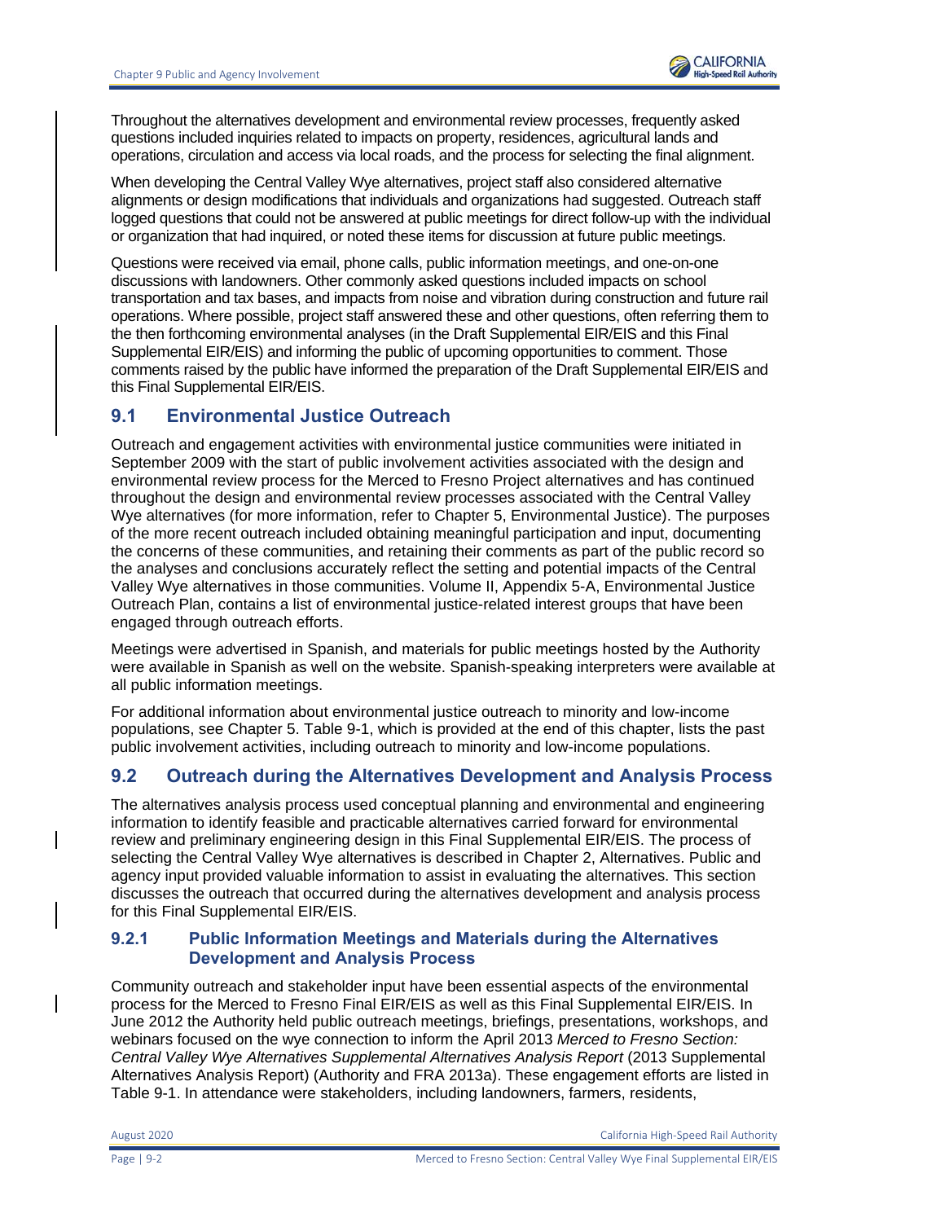Throughout the alternatives development and environmental review processes, frequently asked questions included inquiries related to impacts on property, residences, agricultural lands and operations, circulation and access via local roads, and the process for selecting the final alignment.

When developing the Central Valley Wye alternatives, project staff also considered alternative alignments or design modifications that individuals and organizations had suggested. Outreach staff logged questions that could not be answered at public meetings for direct follow-up with the individual or organization that had inquired, or noted these items for discussion at future public meetings.

Questions were received via email, phone calls, public information meetings, and one-on-one discussions with landowners. Other commonly asked questions included impacts on school transportation and tax bases, and impacts from noise and vibration during construction and future rail operations. Where possible, project staff answered these and other questions, often referring them to the then forthcoming environmental analyses (in the Draft Supplemental EIR/EIS and this Final Supplemental EIR/EIS) and informing the public of upcoming opportunities to comment. Those comments raised by the public have informed the preparation of the Draft Supplemental EIR/EIS and this Final Supplemental EIR/EIS.

## 9.1 Environmental Justice Outreach

Outreach and engagement activities with environmental justice communities were initiated in September 2009 with the start of public involvement activities associated with the design and environmental review process for the Merced to Fresno Project alternatives and has continued throughout the design and environmental review processes associated with the Central Valley Wye alternatives (for more information, refer to Chapter 5, Environmental Justice). The purposes of the more recent outreach included obtaining meaningful participation and input, documenting the concerns of these communities, and retaining their comments as part of the public record so the analyses and conclusions accurately reflect the setting and potential impacts of the Central Valley Wye alternatives in those communities. Volume II, Appendix 5-A, Environmental Justice Outreach Plan, contains a list of environmental justice-related interest groups that have been engaged through outreach efforts.

Meetings were advertised in Spanish, and materials for public meetings hosted by the Authority were available in Spanish as well on the website. Spanish-speaking interpreters were available at all public information meetings.

For additional information about environmental justice outreach to minority and low-income populations, see Chapter 5. Table 9-1, which is provided at the end of this chapter, lists the past public involvement activities, including outreach to minority and low-income populations.

## 9.2 Outreach during the Alternatives Development and Analysis Process

The alternatives analysis process used conceptual planning and environmental and engineering information to identify feasible and practicable alternatives carried forward for environmental review and preliminary engineering design in this Final Supplemental EIR/EIS. The process of selecting the Central Valley Wye alternatives is described in Chapter 2, Alternatives. Public and agency input provided valuable information to assist in evaluating the alternatives. This section discusses the outreach that occurred during the alternatives development and analysis process for this Final Supplemental EIR/EIS.

### 9.2.1 Public Information Meetings and Materials during the Alternatives Development and Analysis Process

Community outreach and stakeholder input have been essential aspects of the environmental process for the Merced to Fresno Final EIR/EIS as well as this Final Supplemental EIR/EIS. In June 2012 the Authority held public outreach meetings, briefings, presentations, workshops, and webinars focused on the wye connection to inform the April 2013 *Merced to Fresno Section: Central Valley Wye Alternatives Supplemental Alternatives Analysis Report* (2013 Supplemental Alternatives Analysis Report) (Authority and FRA 2013a). These engagement efforts are listed in Table 9-1. In attendance were stakeholders, including landowners, farmers, residents,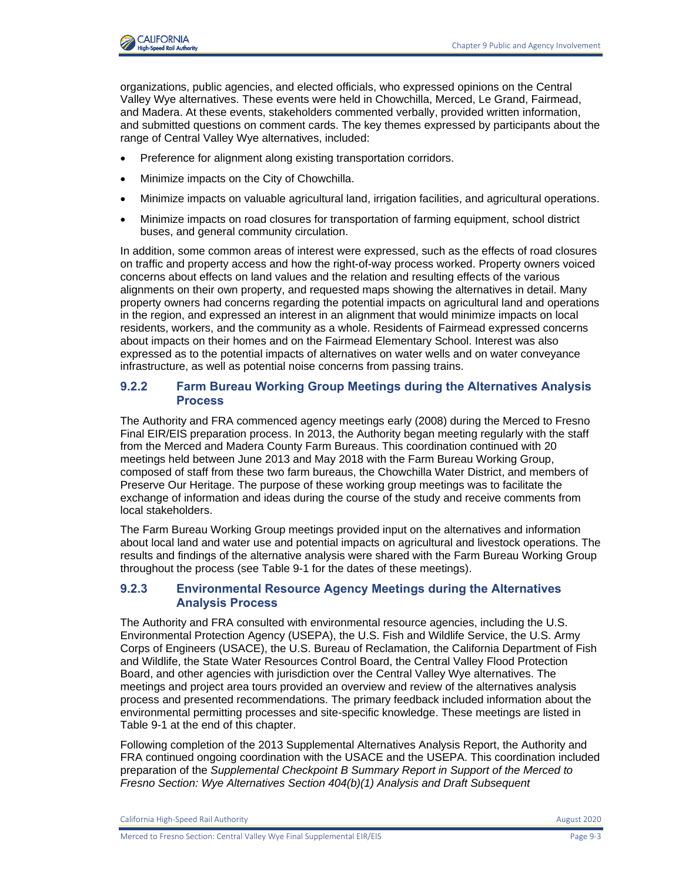organizations, public agencies, and elected officials, who expressed opinions on the Central Valley Wye alternatives. These events were held in Chowchilla, Merced, Le Grand, Fairmead, and Madera. At these events, stakeholders commented verbally, provided written information, and submitted questions on comment cards. The key themes expressed by participants about the range of Central Valley Wye alternatives, included:

- Preference for alignment along existing transportation corridors.
- Minimize impacts on the City of Chowchilla.
- Minimize impacts on valuable agricultural land, irrigation facilities, and agricultural operations.
- Minimize impacts on road closures for transportation of farming equipment, school district buses, and general community circulation.

In addition, some common areas of interest were expressed, such as the effects of road closures on traffic and property access and how the right-of-way process worked. Property owners voiced concerns about effects on land values and the relation and resulting effects of the various alignments on their own property, and requested maps showing the alternatives in detail. Many property owners had concerns regarding the potential impacts on agricultural land and operations in the region, and expressed an interest in an alignment that would minimize impacts on local residents, workers, and the community as a whole. Residents of Fairmead expressed concerns about impacts on their homes and on the Fairmead Elementary School. Interest was also expressed as to the potential impacts of alternatives on water wells and on water conveyance infrastructure, as well as potential noise concerns from passing trains.

### 9.2.2 Farm Bureau Working Group Meetings during the Alternatives Analysis Process

The Authority and FRA commenced agency meetings early (2008) during the Merced to Fresno Final EIR/EIS preparation process. In 2013, the Authority began meeting regularly with the staff from the Merced and Madera County Farm Bureaus. This coordination continued with 20 meetings held between June 2013 and May 2018 with the Farm Bureau Working Group, composed of staff from these two farm bureaus, the Chowchilla Water District, and members of Preserve Our Heritage. The purpose of these working group meetings was to facilitate the exchange of information and ideas during the course of the study and receive comments from local stakeholders.

The Farm Bureau Working Group meetings provided input on the alternatives and information about local land and water use and potential impacts on agricultural and livestock operations. The results and findings of the alternative analysis were shared with the Farm Bureau Working Group throughout the process (see Table 9-1 for the dates of these meetings).

### 9.2.3 Environmental Resource Agency Meetings during the Alternatives Analysis Process

The Authority and FRA consulted with environmental resource agencies, including the U.S. Environmental Protection Agency (USEPA), the U.S. Fish and Wildlife Service, the U.S. Army Corps of Engineers (USACE), the U.S. Bureau of Reclamation, the California Department of Fish and Wildlife, the State Water Resources Control Board, the Central Valley Flood Protection Board, and other agencies with jurisdiction over the Central Valley Wye alternatives. The meetings and project area tours provided an overview and review of the alternatives analysis process and presented recommendations. The primary feedback included information about the environmental permitting processes and site-specific knowledge. These meetings are listed in Table 9-1 at the end of this chapter.

Following completion of the 2013 Supplemental Alternatives Analysis Report, the Authority and FRA continued ongoing coordination with the USACE and the USEPA. This coordination included preparation of the *Supplemental Checkpoint B Summary Report in Support of the Merced to Fresno Section: Wye Alternatives Section 404(b)(1) Analysis and Draft Subsequent*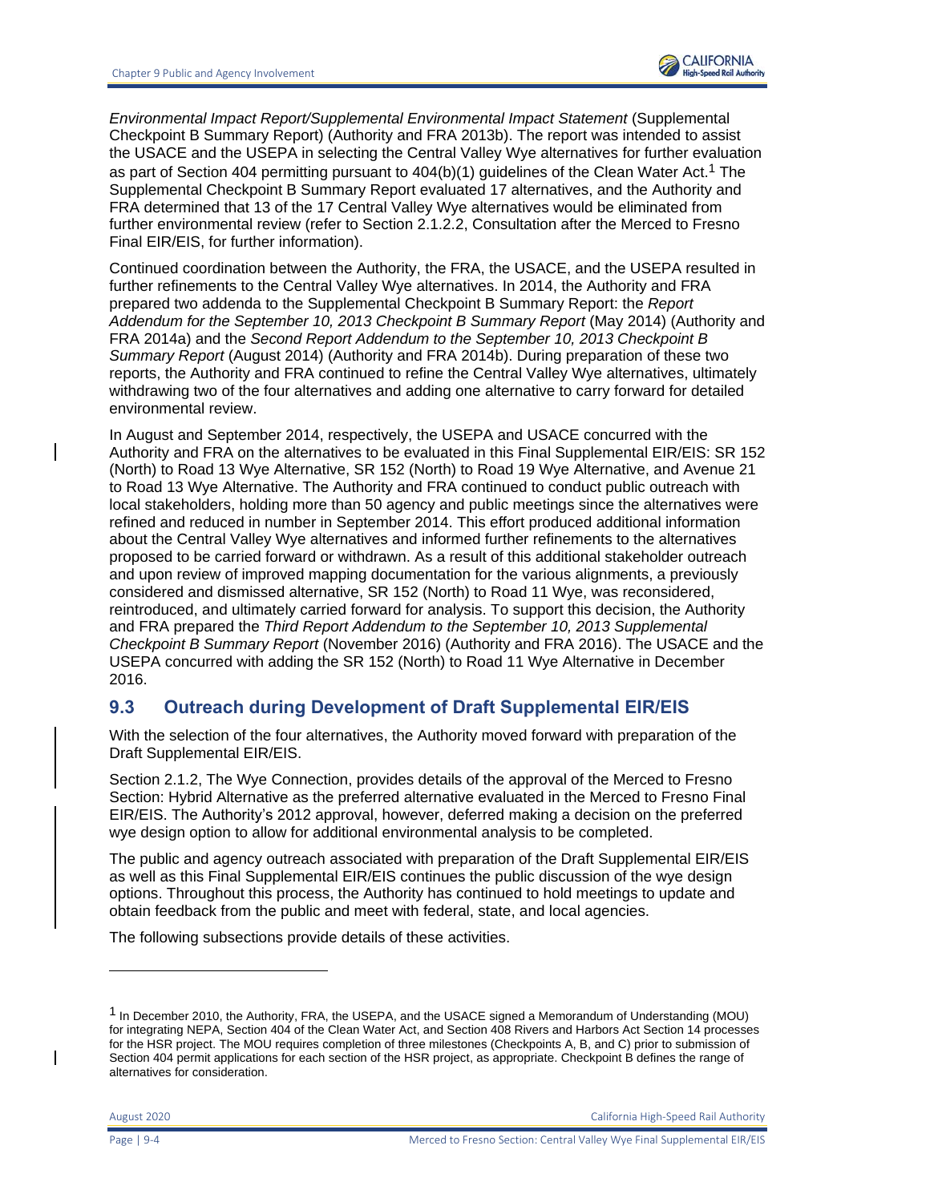*Environmental Impact Report/Supplemental Environmental Impact Statement* (Supplemental Checkpoint B Summary Report) (Authority and FRA 2013b). The report was intended to assist the USACE and the USEPA in selecting the Central Valley Wye alternatives for further evaluation as part of Section 404 permitting pursuant to 404(b)(1) guidelines of the Clean Water Act.[1] The Supplemental Checkpoint B Summary Report evaluated 17 alternatives, and the Authority and FRA determined that 13 of the 17 Central Valley Wye alternatives would be eliminated from further environmental review (refer to Section 2.1.2.2, Consultation after the Merced to Fresno Final EIR/EIS, for further information).

Continued coordination between the Authority, the FRA, the USACE, and the USEPA resulted in further refinements to the Central Valley Wye alternatives. In 2014, the Authority and FRA prepared two addenda to the Supplemental Checkpoint B Summary Report: the *Report Addendum for the September 10, 2013 Checkpoint B Summary Report* (May 2014) (Authority and FRA 2014a) and the *Second Report Addendum to the September 10, 2013 Checkpoint B Summary Report* (August 2014) (Authority and FRA 2014b). During preparation of these two reports, the Authority and FRA continued to refine the Central Valley Wye alternatives, ultimately withdrawing two of the four alternatives and adding one alternative to carry forward for detailed environmental review.

In August and September 2014, respectively, the USEPA and USACE concurred with the Authority and FRA on the alternatives to be evaluated in this Final Supplemental EIR/EIS: SR 152 (North) to Road 13 Wye Alternative, SR 152 (North) to Road 19 Wye Alternative, and Avenue 21 to Road 13 Wye Alternative. The Authority and FRA continued to conduct public outreach with local stakeholders, holding more than 50 agency and public meetings since the alternatives were refined and reduced in number in September 2014. This effort produced additional information about the Central Valley Wye alternatives and informed further refinements to the alternatives proposed to be carried forward or withdrawn. As a result of this additional stakeholder outreach and upon review of improved mapping documentation for the various alignments, a previously considered and dismissed alternative, SR 152 (North) to Road 11 Wye, was reconsidered, reintroduced, and ultimately carried forward for analysis. To support this decision, the Authority and FRA prepared the *Third Report Addendum to the September 10, 2013 Supplemental Checkpoint B Summary Report* (November 2016) (Authority and FRA 2016). The USACE and the USEPA concurred with adding the SR 152 (North) to Road 11 Wye Alternative in December 2016.

## 9.3 Outreach during Development of Draft Supplemental EIR/EIS

With the selection of the four alternatives, the Authority moved forward with preparation of the Draft Supplemental EIR/EIS.

Section 2.1.2, The Wye Connection, provides details of the approval of the Merced to Fresno Section: Hybrid Alternative as the preferred alternative evaluated in the Merced to Fresno Final EIR/EIS. The Authority's 2012 approval, however, deferred making a decision on the preferred wye design option to allow for additional environmental analysis to be completed.

The public and agency outreach associated with preparation of the Draft Supplemental EIR/EIS as well as this Final Supplemental EIR/EIS continues the public discussion of the wye design options. Throughout this process, the Authority has continued to hold meetings to update and obtain feedback from the public and meet with federal, state, and local agencies.

The following subsections provide details of these activities.

---

[1] In December 2010, the Authority, FRA, the USEPA, and the USACE signed a Memorandum of Understanding (MOU) for integrating NEPA, Section 404 of the Clean Water Act, and Section 408 Rivers and Harbors Act Section 14 processes for the HSR project. The MOU requires completion of three milestones (Checkpoints A, B, and C) prior to submission of Section 404 permit applications for each section of the HSR project, as appropriate. Checkpoint B defines the range of alternatives for consideration.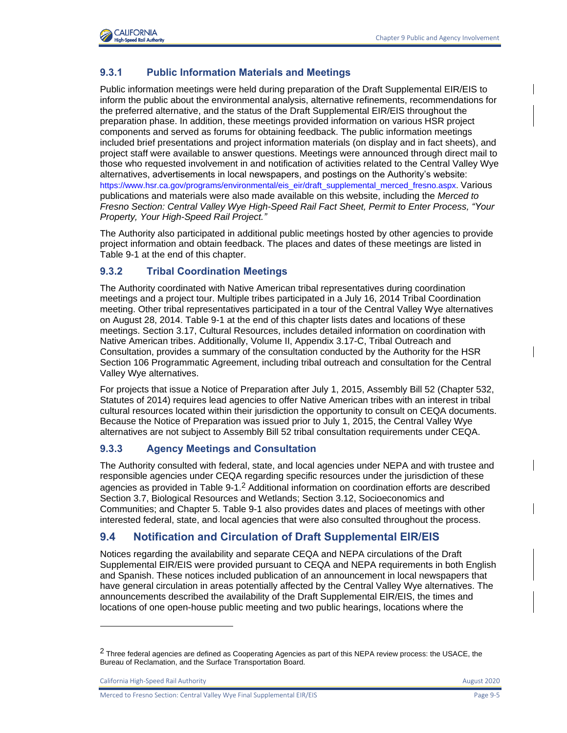### 9.3.1 Public Information Materials and Meetings

Public information meetings were held during preparation of the Draft Supplemental EIR/EIS to inform the public about the environmental analysis, alternative refinements, recommendations for the preferred alternative, and the status of the Draft Supplemental EIR/EIS throughout the preparation phase. In addition, these meetings provided information on various HSR project components and served as forums for obtaining feedback. The public information meetings included brief presentations and project information materials (on display and in fact sheets), and project staff were available to answer questions. Meetings were announced through direct mail to those who requested involvement in and notification of activities related to the Central Valley Wye alternatives, advertisements in local newspapers, and postings on the Authority's website: https://www.hsr.ca.gov/programs/environmental/eis_eir/draft_supplemental_merced_fresno.aspx. Various publications and materials were also made available on this website, including the *Merced to Fresno Section: Central Valley Wye High-Speed Rail Fact Sheet, Permit to Enter Process, "Your Property, Your High-Speed Rail Project."*

The Authority also participated in additional public meetings hosted by other agencies to provide project information and obtain feedback. The places and dates of these meetings are listed in Table 9-1 at the end of this chapter.

### 9.3.2 Tribal Coordination Meetings

The Authority coordinated with Native American tribal representatives during coordination meetings and a project tour. Multiple tribes participated in a July 16, 2014 Tribal Coordination meeting. Other tribal representatives participated in a tour of the Central Valley Wye alternatives on August 28, 2014. Table 9-1 at the end of this chapter lists dates and locations of these meetings. Section 3.17, Cultural Resources, includes detailed information on coordination with Native American tribes. Additionally, Volume II, Appendix 3.17-C, Tribal Outreach and Consultation, provides a summary of the consultation conducted by the Authority for the HSR Section 106 Programmatic Agreement, including tribal outreach and consultation for the Central Valley Wye alternatives.

For projects that issue a Notice of Preparation after July 1, 2015, Assembly Bill 52 (Chapter 532, Statutes of 2014) requires lead agencies to offer Native American tribes with an interest in tribal cultural resources located within their jurisdiction the opportunity to consult on CEQA documents. Because the Notice of Preparation was issued prior to July 1, 2015, the Central Valley Wye alternatives are not subject to Assembly Bill 52 tribal consultation requirements under CEQA.

### 9.3.3 Agency Meetings and Consultation

The Authority consulted with federal, state, and local agencies under NEPA and with trustee and responsible agencies under CEQA regarding specific resources under the jurisdiction of these agencies as provided in Table 9-1.[2] Additional information on coordination efforts are described Section 3.7, Biological Resources and Wetlands; Section 3.12, Socioeconomics and Communities; and Chapter 5. Table 9-1 also provides dates and places of meetings with other interested federal, state, and local agencies that were also consulted throughout the process.

## 9.4 Notification and Circulation of Draft Supplemental EIR/EIS

Notices regarding the availability and separate CEQA and NEPA circulations of the Draft Supplemental EIR/EIS were provided pursuant to CEQA and NEPA requirements in both English and Spanish. These notices included publication of an announcement in local newspapers that have general circulation in areas potentially affected by the Central Valley Wye alternatives. The announcements described the availability of the Draft Supplemental EIR/EIS, the times and locations of one open-house public meeting and two public hearings, locations where the

---

[2] Three federal agencies are defined as Cooperating Agencies as part of this NEPA review process: the USACE, the Bureau of Reclamation, and the Surface Transportation Board.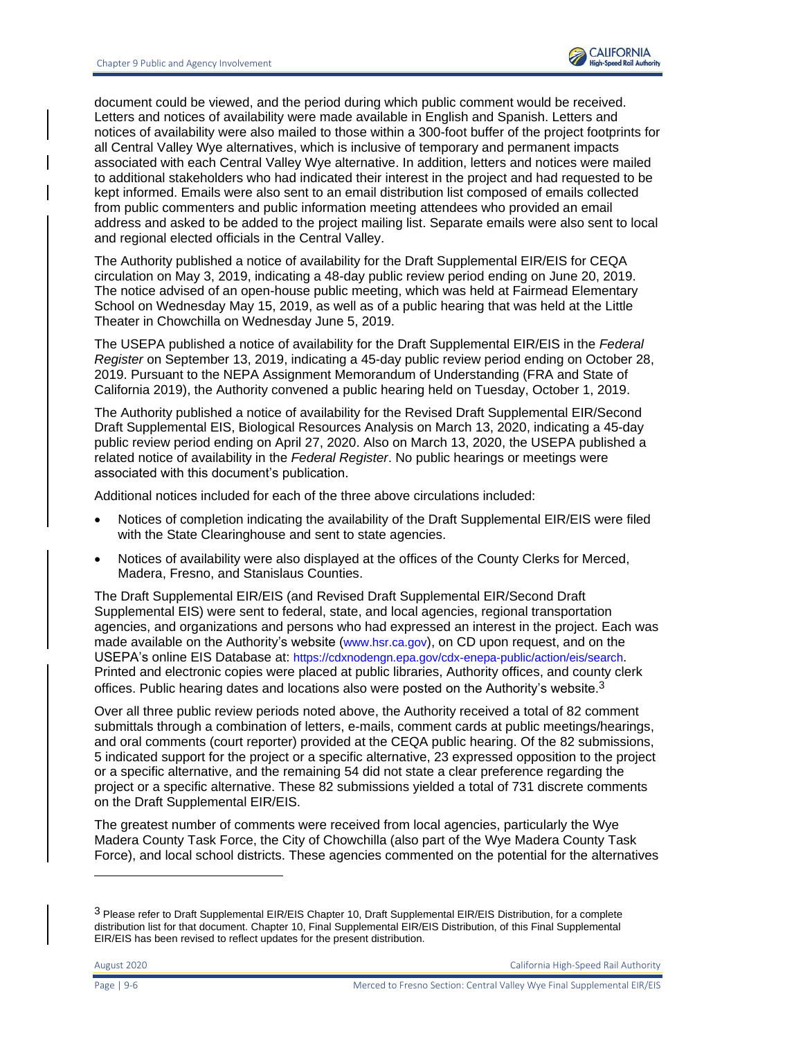document could be viewed, and the period during which public comment would be received. Letters and notices of availability were made available in English and Spanish. Letters and notices of availability were also mailed to those within a 300-foot buffer of the project footprints for all Central Valley Wye alternatives, which is inclusive of temporary and permanent impacts associated with each Central Valley Wye alternative. In addition, letters and notices were mailed to additional stakeholders who had indicated their interest in the project and had requested to be kept informed. Emails were also sent to an email distribution list composed of emails collected from public commenters and public information meeting attendees who provided an email address and asked to be added to the project mailing list. Separate emails were also sent to local and regional elected officials in the Central Valley.

The Authority published a notice of availability for the Draft Supplemental EIR/EIS for CEQA circulation on May 3, 2019, indicating a 48-day public review period ending on June 20, 2019. The notice advised of an open-house public meeting, which was held at Fairmead Elementary School on Wednesday May 15, 2019, as well as of a public hearing that was held at the Little Theater in Chowchilla on Wednesday June 5, 2019.

The USEPA published a notice of availability for the Draft Supplemental EIR/EIS in the *Federal Register* on September 13, 2019, indicating a 45-day public review period ending on October 28, 2019. Pursuant to the NEPA Assignment Memorandum of Understanding (FRA and State of California 2019), the Authority convened a public hearing held on Tuesday, October 1, 2019.

The Authority published a notice of availability for the Revised Draft Supplemental EIR/Second Draft Supplemental EIS, Biological Resources Analysis on March 13, 2020, indicating a 45-day public review period ending on April 27, 2020. Also on March 13, 2020, the USEPA published a related notice of availability in the *Federal Register*. No public hearings or meetings were associated with this document's publication.

Additional notices included for each of the three above circulations included:

- Notices of completion indicating the availability of the Draft Supplemental EIR/EIS were filed with the State Clearinghouse and sent to state agencies.
- Notices of availability were also displayed at the offices of the County Clerks for Merced, Madera, Fresno, and Stanislaus Counties.

The Draft Supplemental EIR/EIS (and Revised Draft Supplemental EIR/Second Draft Supplemental EIS) were sent to federal, state, and local agencies, regional transportation agencies, and organizations and persons who had expressed an interest in the project. Each was made available on the Authority's website (www.hsr.ca.gov), on CD upon request, and on the USEPA's online EIS Database at: https://cdxnodengn.epa.gov/cdx-enepa-public/action/eis/search. Printed and electronic copies were placed at public libraries, Authority offices, and county clerk offices. Public hearing dates and locations also were posted on the Authority's website.[3]

Over all three public review periods noted above, the Authority received a total of 82 comment submittals through a combination of letters, e-mails, comment cards at public meetings/hearings, and oral comments (court reporter) provided at the CEQA public hearing. Of the 82 submissions, 5 indicated support for the project or a specific alternative, 23 expressed opposition to the project or a specific alternative, and the remaining 54 did not state a clear preference regarding the project or a specific alternative. These 82 submissions yielded a total of 731 discrete comments on the Draft Supplemental EIR/EIS.

The greatest number of comments were received from local agencies, particularly the Wye Madera County Task Force, the City of Chowchilla (also part of the Wye Madera County Task Force), and local school districts. These agencies commented on the potential for the alternatives

[3] Please refer to Draft Supplemental EIR/EIS Chapter 10, Draft Supplemental EIR/EIS Distribution, for a complete distribution list for that document. Chapter 10, Final Supplemental EIR/EIS Distribution, of this Final Supplemental EIR/EIS has been revised to reflect updates for the present distribution.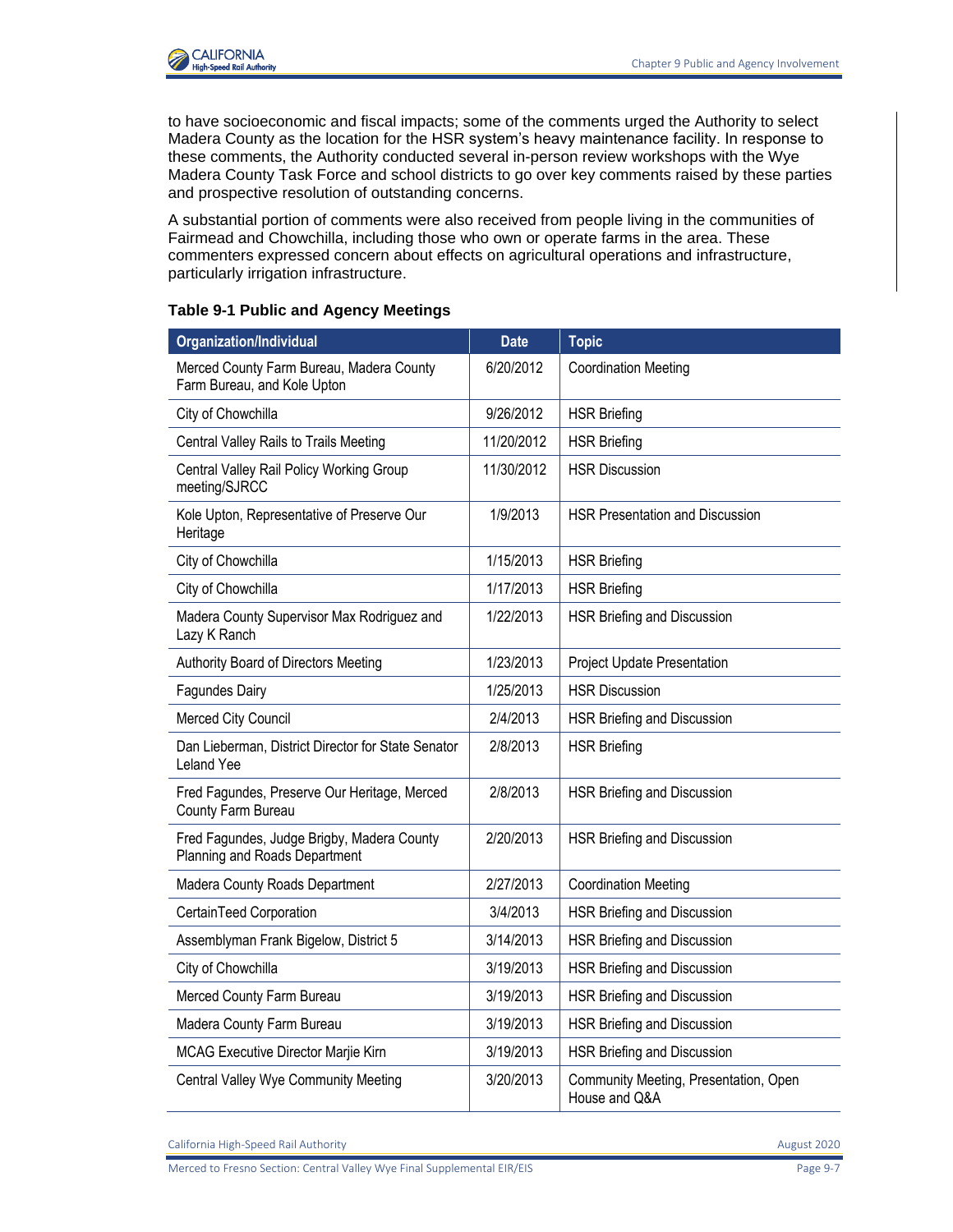to have socioeconomic and fiscal impacts; some of the comments urged the Authority to select Madera County as the location for the HSR system's heavy maintenance facility. In response to these comments, the Authority conducted several in-person review workshops with the Wye Madera County Task Force and school districts to go over key comments raised by these parties and prospective resolution of outstanding concerns.

A substantial portion of comments were also received from people living in the communities of Fairmead and Chowchilla, including those who own or operate farms in the area. These commenters expressed concern about effects on agricultural operations and infrastructure, particularly irrigation infrastructure.

**Table 9-1 Public and Agency Meetings**

| Organization/Individual | Date | Topic |
|---|---|---|
| Merced County Farm Bureau, Madera County Farm Bureau, and Kole Upton | 6/20/2012 | Coordination Meeting |
| City of Chowchilla | 9/26/2012 | HSR Briefing |
| Central Valley Rails to Trails Meeting | 11/20/2012 | HSR Briefing |
| Central Valley Rail Policy Working Group meeting/SJRCC | 11/30/2012 | HSR Discussion |
| Kole Upton, Representative of Preserve Our Heritage | 1/9/2013 | HSR Presentation and Discussion |
| City of Chowchilla | 1/15/2013 | HSR Briefing |
| City of Chowchilla | 1/17/2013 | HSR Briefing |
| Madera County Supervisor Max Rodriguez and Lazy K Ranch | 1/22/2013 | HSR Briefing and Discussion |
| Authority Board of Directors Meeting | 1/23/2013 | Project Update Presentation |
| Fagundes Dairy | 1/25/2013 | HSR Discussion |
| Merced City Council | 2/4/2013 | HSR Briefing and Discussion |
| Dan Lieberman, District Director for State Senator Leland Yee | 2/8/2013 | HSR Briefing |
| Fred Fagundes, Preserve Our Heritage, Merced County Farm Bureau | 2/8/2013 | HSR Briefing and Discussion |
| Fred Fagundes, Judge Brigby, Madera County Planning and Roads Department | 2/20/2013 | HSR Briefing and Discussion |
| Madera County Roads Department | 2/27/2013 | Coordination Meeting |
| CertainTeed Corporation | 3/4/2013 | HSR Briefing and Discussion |
| Assemblyman Frank Bigelow, District 5 | 3/14/2013 | HSR Briefing and Discussion |
| City of Chowchilla | 3/19/2013 | HSR Briefing and Discussion |
| Merced County Farm Bureau | 3/19/2013 | HSR Briefing and Discussion |
| Madera County Farm Bureau | 3/19/2013 | HSR Briefing and Discussion |
| MCAG Executive Director Marjie Kirn | 3/19/2013 | HSR Briefing and Discussion |
| Central Valley Wye Community Meeting | 3/20/2013 | Community Meeting, Presentation, Open House and Q&A |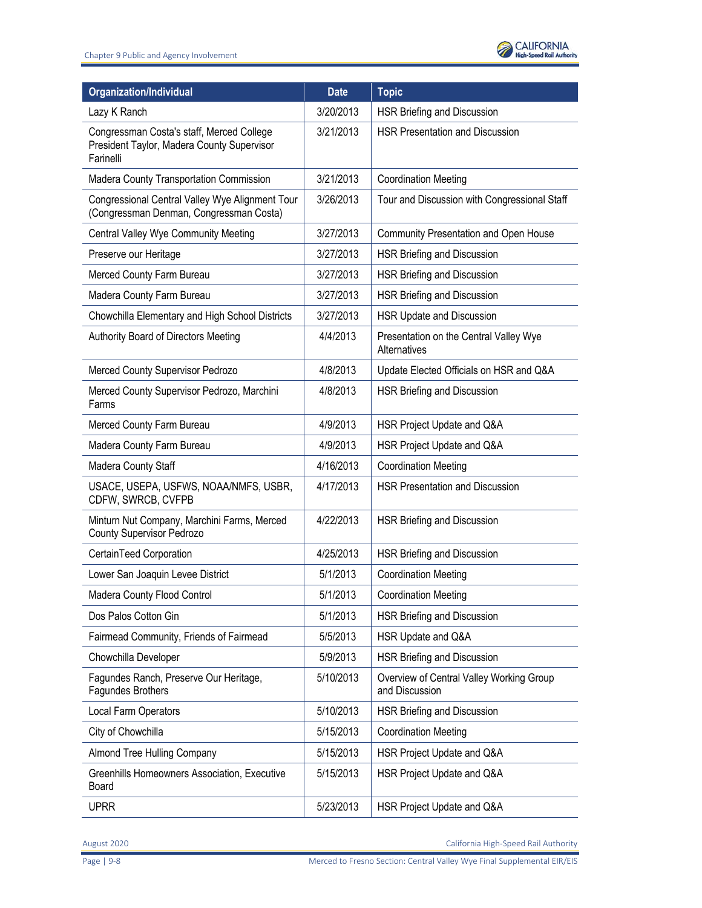| Organization/Individual | Date | Topic |
|---|---|---|
| Lazy K Ranch | 3/20/2013 | HSR Briefing and Discussion |
| Congressman Costa's staff, Merced College President Taylor, Madera County Supervisor Farinelli | 3/21/2013 | HSR Presentation and Discussion |
| Madera County Transportation Commission | 3/21/2013 | Coordination Meeting |
| Congressional Central Valley Wye Alignment Tour (Congressman Denman, Congressman Costa) | 3/26/2013 | Tour and Discussion with Congressional Staff |
| Central Valley Wye Community Meeting | 3/27/2013 | Community Presentation and Open House |
| Preserve our Heritage | 3/27/2013 | HSR Briefing and Discussion |
| Merced County Farm Bureau | 3/27/2013 | HSR Briefing and Discussion |
| Madera County Farm Bureau | 3/27/2013 | HSR Briefing and Discussion |
| Chowchilla Elementary and High School Districts | 3/27/2013 | HSR Update and Discussion |
| Authority Board of Directors Meeting | 4/4/2013 | Presentation on the Central Valley Wye Alternatives |
| Merced County Supervisor Pedrozo | 4/8/2013 | Update Elected Officials on HSR and Q&A |
| Merced County Supervisor Pedrozo, Marchini Farms | 4/8/2013 | HSR Briefing and Discussion |
| Merced County Farm Bureau | 4/9/2013 | HSR Project Update and Q&A |
| Madera County Farm Bureau | 4/9/2013 | HSR Project Update and Q&A |
| Madera County Staff | 4/16/2013 | Coordination Meeting |
| USACE, USEPA, USFWS, NOAA/NMFS, USBR, CDFW, SWRCB, CVFPB | 4/17/2013 | HSR Presentation and Discussion |
| Minturn Nut Company, Marchini Farms, Merced County Supervisor Pedrozo | 4/22/2013 | HSR Briefing and Discussion |
| CertainTeed Corporation | 4/25/2013 | HSR Briefing and Discussion |
| Lower San Joaquin Levee District | 5/1/2013 | Coordination Meeting |
| Madera County Flood Control | 5/1/2013 | Coordination Meeting |
| Dos Palos Cotton Gin | 5/1/2013 | HSR Briefing and Discussion |
| Fairmead Community, Friends of Fairmead | 5/5/2013 | HSR Update and Q&A |
| Chowchilla Developer | 5/9/2013 | HSR Briefing and Discussion |
| Fagundes Ranch, Preserve Our Heritage, Fagundes Brothers | 5/10/2013 | Overview of Central Valley Working Group and Discussion |
| Local Farm Operators | 5/10/2013 | HSR Briefing and Discussion |
| City of Chowchilla | 5/15/2013 | Coordination Meeting |
| Almond Tree Hulling Company | 5/15/2013 | HSR Project Update and Q&A |
| Greenhills Homeowners Association, Executive Board | 5/15/2013 | HSR Project Update and Q&A |
| UPRR | 5/23/2013 | HSR Project Update and Q&A |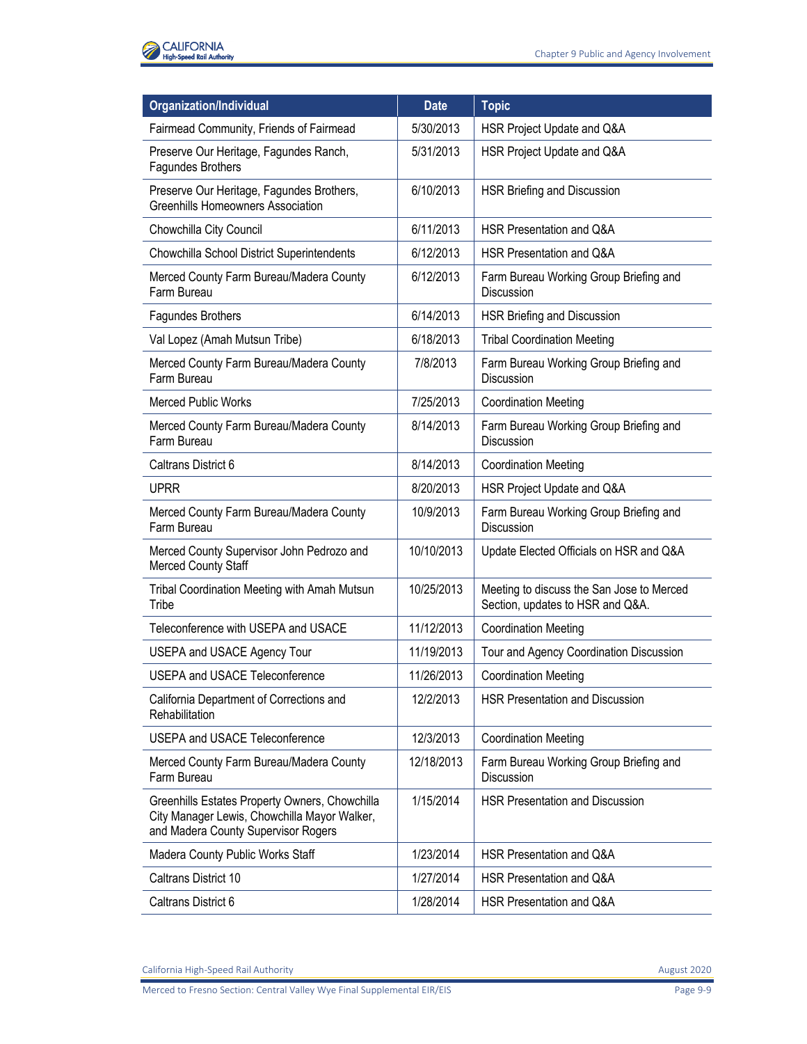| Organization/Individual | Date | Topic |
|---|---|---|
| Fairmead Community, Friends of Fairmead | 5/30/2013 | HSR Project Update and Q&A |
| Preserve Our Heritage, Fagundes Ranch, Fagundes Brothers | 5/31/2013 | HSR Project Update and Q&A |
| Preserve Our Heritage, Fagundes Brothers, Greenhills Homeowners Association | 6/10/2013 | HSR Briefing and Discussion |
| Chowchilla City Council | 6/11/2013 | HSR Presentation and Q&A |
| Chowchilla School District Superintendents | 6/12/2013 | HSR Presentation and Q&A |
| Merced County Farm Bureau/Madera County Farm Bureau | 6/12/2013 | Farm Bureau Working Group Briefing and Discussion |
| Fagundes Brothers | 6/14/2013 | HSR Briefing and Discussion |
| Val Lopez (Amah Mutsun Tribe) | 6/18/2013 | Tribal Coordination Meeting |
| Merced County Farm Bureau/Madera County Farm Bureau | 7/8/2013 | Farm Bureau Working Group Briefing and Discussion |
| Merced Public Works | 7/25/2013 | Coordination Meeting |
| Merced County Farm Bureau/Madera County Farm Bureau | 8/14/2013 | Farm Bureau Working Group Briefing and Discussion |
| Caltrans District 6 | 8/14/2013 | Coordination Meeting |
| UPRR | 8/20/2013 | HSR Project Update and Q&A |
| Merced County Farm Bureau/Madera County Farm Bureau | 10/9/2013 | Farm Bureau Working Group Briefing and Discussion |
| Merced County Supervisor John Pedrozo and Merced County Staff | 10/10/2013 | Update Elected Officials on HSR and Q&A |
| Tribal Coordination Meeting with Amah Mutsun Tribe | 10/25/2013 | Meeting to discuss the San Jose to Merced Section, updates to HSR and Q&A. |
| Teleconference with USEPA and USACE | 11/12/2013 | Coordination Meeting |
| USEPA and USACE Agency Tour | 11/19/2013 | Tour and Agency Coordination Discussion |
| USEPA and USACE Teleconference | 11/26/2013 | Coordination Meeting |
| California Department of Corrections and Rehabilitation | 12/2/2013 | HSR Presentation and Discussion |
| USEPA and USACE Teleconference | 12/3/2013 | Coordination Meeting |
| Merced County Farm Bureau/Madera County Farm Bureau | 12/18/2013 | Farm Bureau Working Group Briefing and Discussion |
| Greenhills Estates Property Owners, Chowchilla City Manager Lewis, Chowchilla Mayor Walker, and Madera County Supervisor Rogers | 1/15/2014 | HSR Presentation and Discussion |
| Madera County Public Works Staff | 1/23/2014 | HSR Presentation and Q&A |
| Caltrans District 10 | 1/27/2014 | HSR Presentation and Q&A |
| Caltrans District 6 | 1/28/2014 | HSR Presentation and Q&A |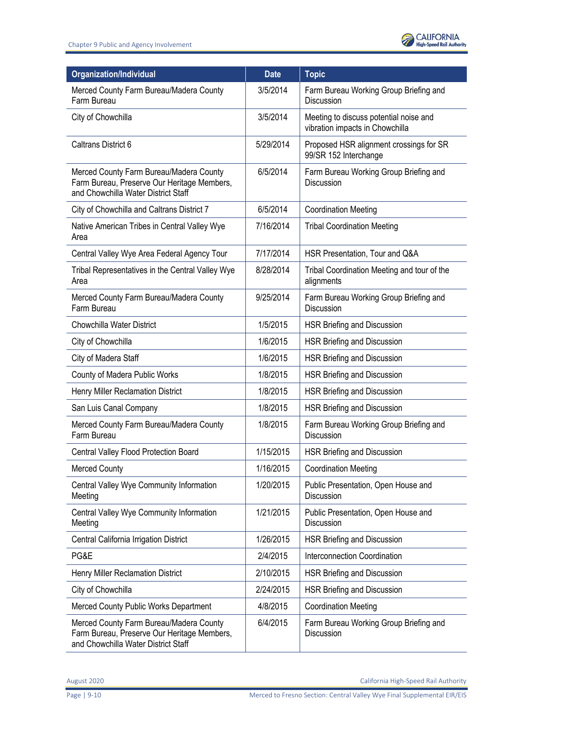| Organization/Individual | Date | Topic |
|---|---|---|
| Merced County Farm Bureau/Madera County Farm Bureau | 3/5/2014 | Farm Bureau Working Group Briefing and Discussion |
| City of Chowchilla | 3/5/2014 | Meeting to discuss potential noise and vibration impacts in Chowchilla |
| Caltrans District 6 | 5/29/2014 | Proposed HSR alignment crossings for SR 99/SR 152 Interchange |
| Merced County Farm Bureau/Madera County Farm Bureau, Preserve Our Heritage Members, and Chowchilla Water District Staff | 6/5/2014 | Farm Bureau Working Group Briefing and Discussion |
| City of Chowchilla and Caltrans District 7 | 6/5/2014 | Coordination Meeting |
| Native American Tribes in Central Valley Wye Area | 7/16/2014 | Tribal Coordination Meeting |
| Central Valley Wye Area Federal Agency Tour | 7/17/2014 | HSR Presentation, Tour and Q&A |
| Tribal Representatives in the Central Valley Wye Area | 8/28/2014 | Tribal Coordination Meeting and tour of the alignments |
| Merced County Farm Bureau/Madera County Farm Bureau | 9/25/2014 | Farm Bureau Working Group Briefing and Discussion |
| Chowchilla Water District | 1/5/2015 | HSR Briefing and Discussion |
| City of Chowchilla | 1/6/2015 | HSR Briefing and Discussion |
| City of Madera Staff | 1/6/2015 | HSR Briefing and Discussion |
| County of Madera Public Works | 1/8/2015 | HSR Briefing and Discussion |
| Henry Miller Reclamation District | 1/8/2015 | HSR Briefing and Discussion |
| San Luis Canal Company | 1/8/2015 | HSR Briefing and Discussion |
| Merced County Farm Bureau/Madera County Farm Bureau | 1/8/2015 | Farm Bureau Working Group Briefing and Discussion |
| Central Valley Flood Protection Board | 1/15/2015 | HSR Briefing and Discussion |
| Merced County | 1/16/2015 | Coordination Meeting |
| Central Valley Wye Community Information Meeting | 1/20/2015 | Public Presentation, Open House and Discussion |
| Central Valley Wye Community Information Meeting | 1/21/2015 | Public Presentation, Open House and Discussion |
| Central California Irrigation District | 1/26/2015 | HSR Briefing and Discussion |
| PG&E | 2/4/2015 | Interconnection Coordination |
| Henry Miller Reclamation District | 2/10/2015 | HSR Briefing and Discussion |
| City of Chowchilla | 2/24/2015 | HSR Briefing and Discussion |
| Merced County Public Works Department | 4/8/2015 | Coordination Meeting |
| Merced County Farm Bureau/Madera County Farm Bureau, Preserve Our Heritage Members, and Chowchilla Water District Staff | 6/4/2015 | Farm Bureau Working Group Briefing and Discussion |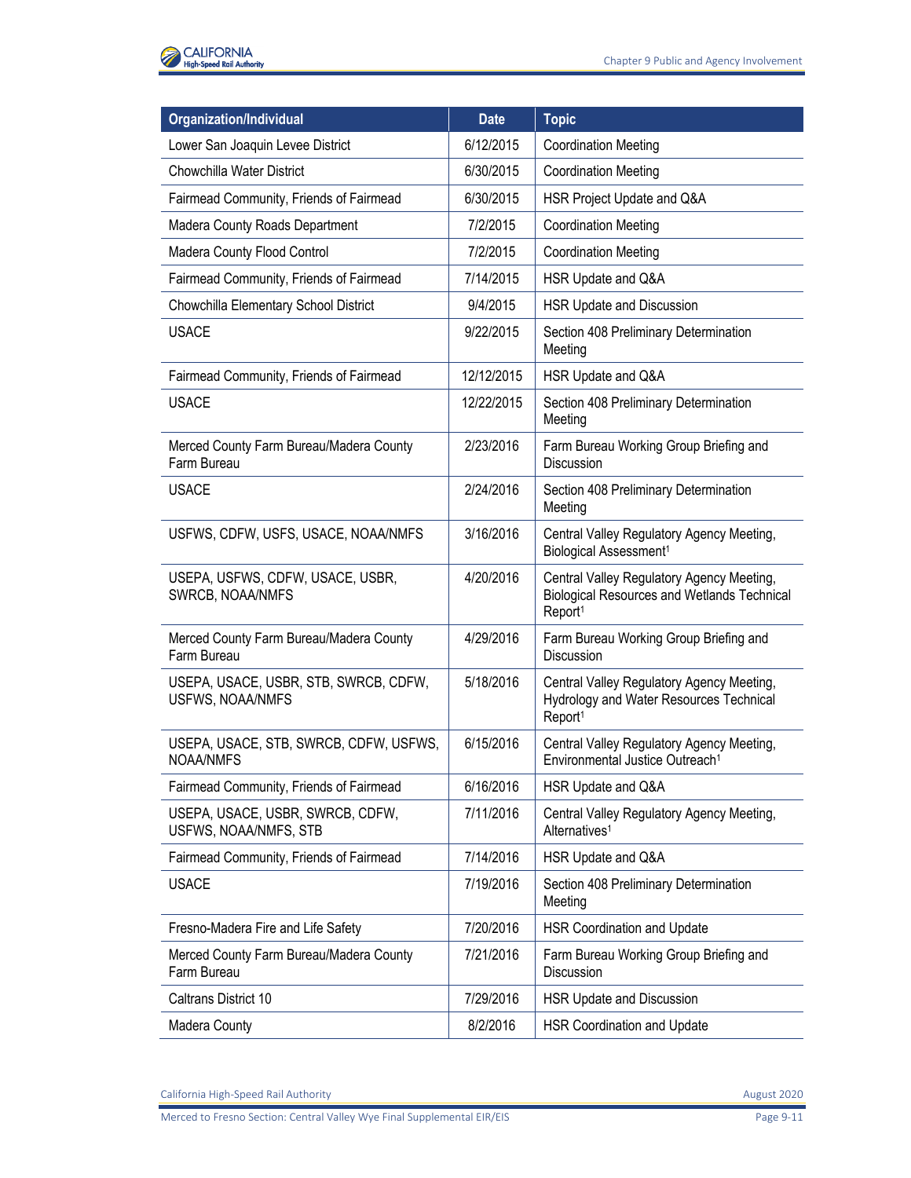| Organization/Individual | Date | Topic |
| --- | --- | --- |
| Lower San Joaquin Levee District | 6/12/2015 | Coordination Meeting |
| Chowchilla Water District | 6/30/2015 | Coordination Meeting |
| Fairmead Community, Friends of Fairmead | 6/30/2015 | HSR Project Update and Q&A |
| Madera County Roads Department | 7/2/2015 | Coordination Meeting |
| Madera County Flood Control | 7/2/2015 | Coordination Meeting |
| Fairmead Community, Friends of Fairmead | 7/14/2015 | HSR Update and Q&A |
| Chowchilla Elementary School District | 9/4/2015 | HSR Update and Discussion |
| USACE | 9/22/2015 | Section 408 Preliminary Determination Meeting |
| Fairmead Community, Friends of Fairmead | 12/12/2015 | HSR Update and Q&A |
| USACE | 12/22/2015 | Section 408 Preliminary Determination Meeting |
| Merced County Farm Bureau/Madera County Farm Bureau | 2/23/2016 | Farm Bureau Working Group Briefing and Discussion |
| USACE | 2/24/2016 | Section 408 Preliminary Determination Meeting |
| USFWS, CDFW, USFS, USACE, NOAA/NMFS | 3/16/2016 | Central Valley Regulatory Agency Meeting, Biological Assessment[1] |
| USEPA, USFWS, CDFW, USACE, USBR, SWRCB, NOAA/NMFS | 4/20/2016 | Central Valley Regulatory Agency Meeting, Biological Resources and Wetlands Technical Report[1] |
| Merced County Farm Bureau/Madera County Farm Bureau | 4/29/2016 | Farm Bureau Working Group Briefing and Discussion |
| USEPA, USACE, USBR, STB, SWRCB, CDFW, USFWS, NOAA/NMFS | 5/18/2016 | Central Valley Regulatory Agency Meeting, Hydrology and Water Resources Technical Report[1] |
| USEPA, USACE, STB, SWRCB, CDFW, USFWS, NOAA/NMFS | 6/15/2016 | Central Valley Regulatory Agency Meeting, Environmental Justice Outreach[1] |
| Fairmead Community, Friends of Fairmead | 6/16/2016 | HSR Update and Q&A |
| USEPA, USACE, USBR, SWRCB, CDFW, USFWS, NOAA/NMFS, STB | 7/11/2016 | Central Valley Regulatory Agency Meeting, Alternatives[1] |
| Fairmead Community, Friends of Fairmead | 7/14/2016 | HSR Update and Q&A |
| USACE | 7/19/2016 | Section 408 Preliminary Determination Meeting |
| Fresno-Madera Fire and Life Safety | 7/20/2016 | HSR Coordination and Update |
| Merced County Farm Bureau/Madera County Farm Bureau | 7/21/2016 | Farm Bureau Working Group Briefing and Discussion |
| Caltrans District 10 | 7/29/2016 | HSR Update and Discussion |
| Madera County | 8/2/2016 | HSR Coordination and Update |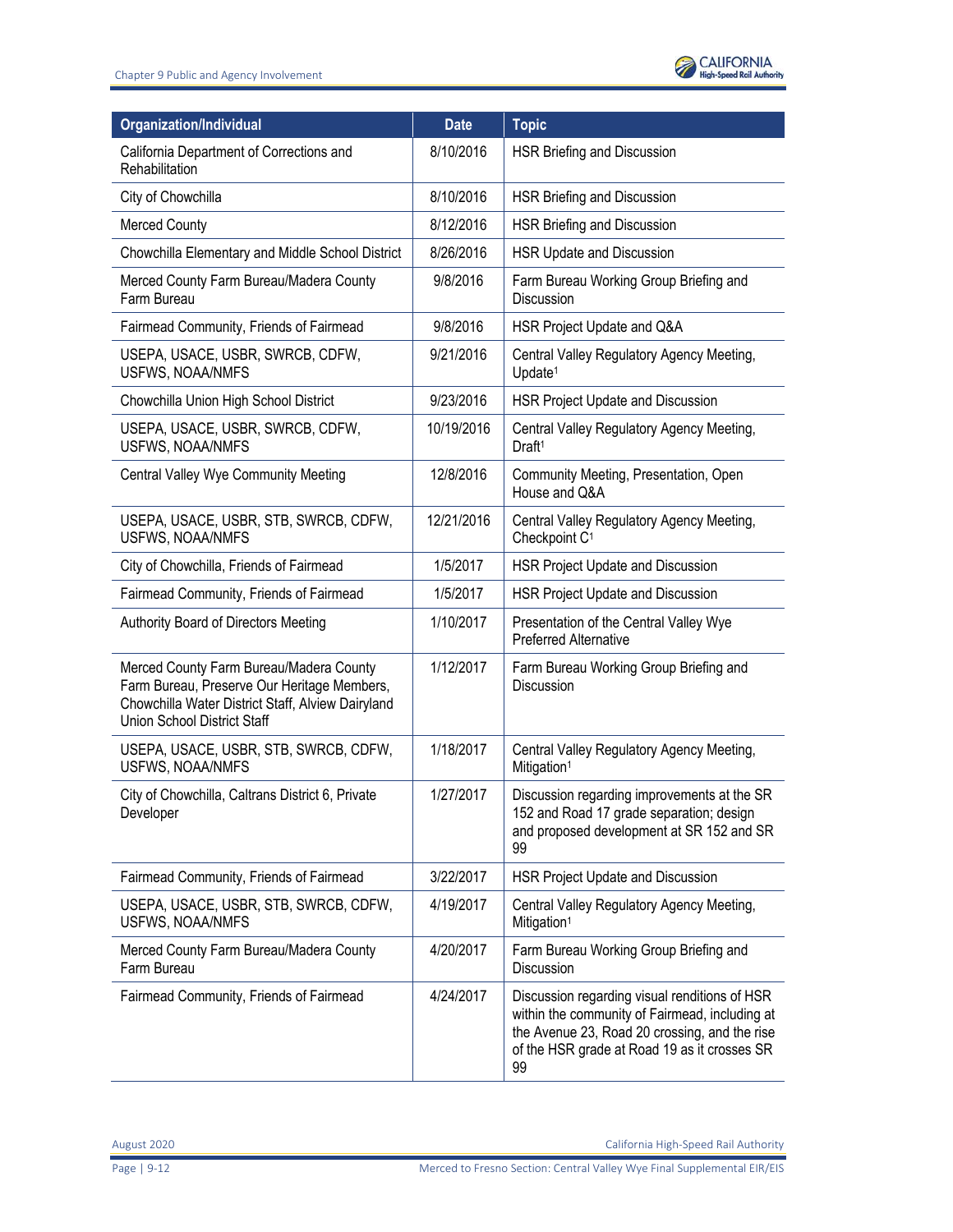| Organization/Individual | Date | Topic |
|---|---|---|
| California Department of Corrections and Rehabilitation | 8/10/2016 | HSR Briefing and Discussion |
| City of Chowchilla | 8/10/2016 | HSR Briefing and Discussion |
| Merced County | 8/12/2016 | HSR Briefing and Discussion |
| Chowchilla Elementary and Middle School District | 8/26/2016 | HSR Update and Discussion |
| Merced County Farm Bureau/Madera County Farm Bureau | 9/8/2016 | Farm Bureau Working Group Briefing and Discussion |
| Fairmead Community, Friends of Fairmead | 9/8/2016 | HSR Project Update and Q&A |
| USEPA, USACE, USBR, SWRCB, CDFW, USFWS, NOAA/NMFS | 9/21/2016 | Central Valley Regulatory Agency Meeting, Update[1] |
| Chowchilla Union High School District | 9/23/2016 | HSR Project Update and Discussion |
| USEPA, USACE, USBR, SWRCB, CDFW, USFWS, NOAA/NMFS | 10/19/2016 | Central Valley Regulatory Agency Meeting, Draft[1] |
| Central Valley Wye Community Meeting | 12/8/2016 | Community Meeting, Presentation, Open House and Q&A |
| USEPA, USACE, USBR, STB, SWRCB, CDFW, USFWS, NOAA/NMFS | 12/21/2016 | Central Valley Regulatory Agency Meeting, Checkpoint C[1] |
| City of Chowchilla, Friends of Fairmead | 1/5/2017 | HSR Project Update and Discussion |
| Fairmead Community, Friends of Fairmead | 1/5/2017 | HSR Project Update and Discussion |
| Authority Board of Directors Meeting | 1/10/2017 | Presentation of the Central Valley Wye Preferred Alternative |
| Merced County Farm Bureau/Madera County Farm Bureau, Preserve Our Heritage Members, Chowchilla Water District Staff, Alview Dairyland Union School District Staff | 1/12/2017 | Farm Bureau Working Group Briefing and Discussion |
| USEPA, USACE, USBR, STB, SWRCB, CDFW, USFWS, NOAA/NMFS | 1/18/2017 | Central Valley Regulatory Agency Meeting, Mitigation[1] |
| City of Chowchilla, Caltrans District 6, Private Developer | 1/27/2017 | Discussion regarding improvements at the SR 152 and Road 17 grade separation; design and proposed development at SR 152 and SR 99 |
| Fairmead Community, Friends of Fairmead | 3/22/2017 | HSR Project Update and Discussion |
| USEPA, USACE, USBR, STB, SWRCB, CDFW, USFWS, NOAA/NMFS | 4/19/2017 | Central Valley Regulatory Agency Meeting, Mitigation[1] |
| Merced County Farm Bureau/Madera County Farm Bureau | 4/20/2017 | Farm Bureau Working Group Briefing and Discussion |
| Fairmead Community, Friends of Fairmead | 4/24/2017 | Discussion regarding visual renditions of HSR within the community of Fairmead, including at the Avenue 23, Road 20 crossing, and the rise of the HSR grade at Road 19 as it crosses SR 99 |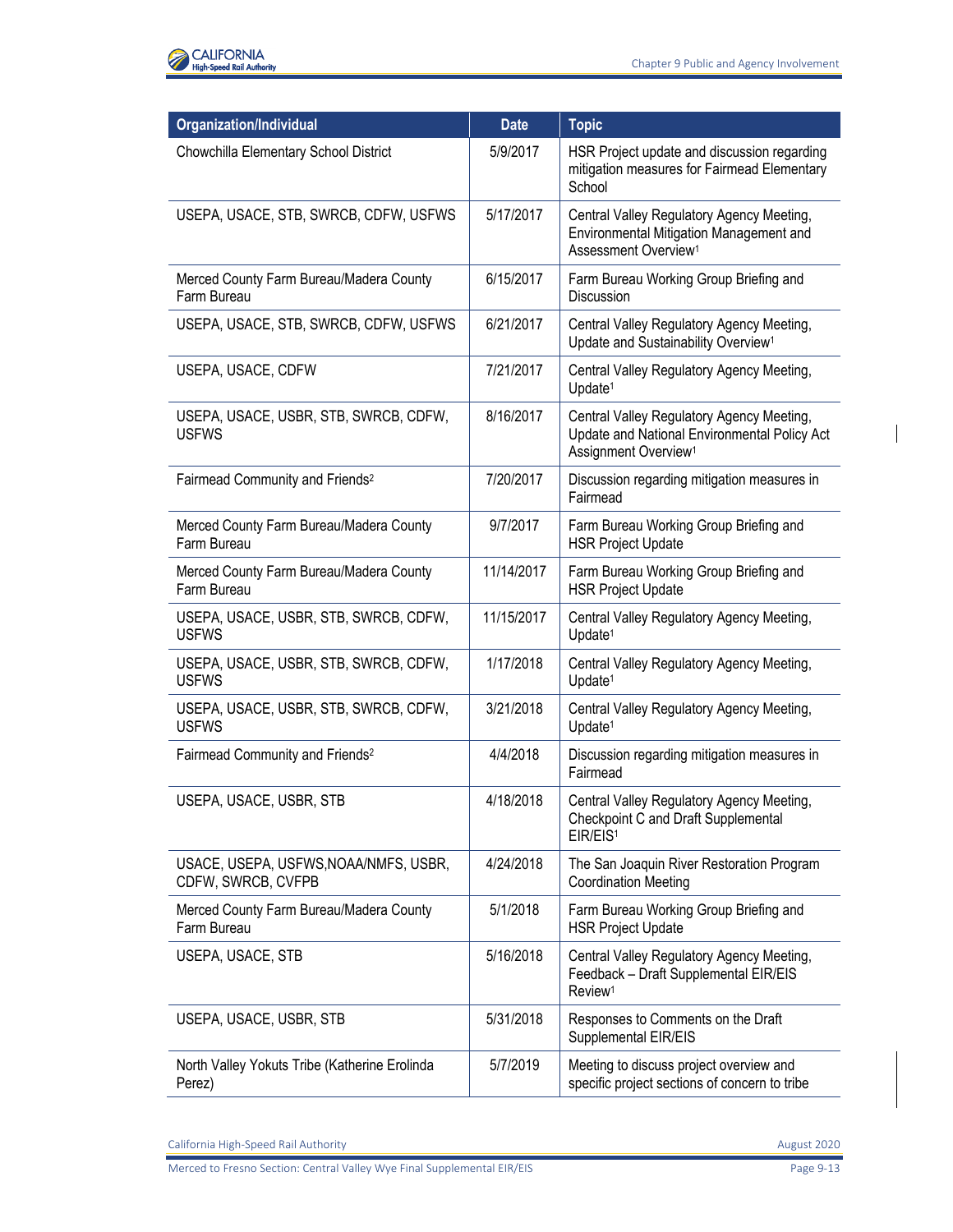| Organization/Individual | Date | Topic |
|---|---|---|
| Chowchilla Elementary School District | 5/9/2017 | HSR Project update and discussion regarding mitigation measures for Fairmead Elementary School |
| USEPA, USACE, STB, SWRCB, CDFW, USFWS | 5/17/2017 | Central Valley Regulatory Agency Meeting, Environmental Mitigation Management and Assessment Overview[1] |
| Merced County Farm Bureau/Madera County Farm Bureau | 6/15/2017 | Farm Bureau Working Group Briefing and Discussion |
| USEPA, USACE, STB, SWRCB, CDFW, USFWS | 6/21/2017 | Central Valley Regulatory Agency Meeting, Update and Sustainability Overview[1] |
| USEPA, USACE, CDFW | 7/21/2017 | Central Valley Regulatory Agency Meeting, Update[1] |
| USEPA, USACE, USBR, STB, SWRCB, CDFW, USFWS | 8/16/2017 | Central Valley Regulatory Agency Meeting, Update and National Environmental Policy Act Assignment Overview[1] |
| Fairmead Community and Friends[2] | 7/20/2017 | Discussion regarding mitigation measures in Fairmead |
| Merced County Farm Bureau/Madera County Farm Bureau | 9/7/2017 | Farm Bureau Working Group Briefing and HSR Project Update |
| Merced County Farm Bureau/Madera County Farm Bureau | 11/14/2017 | Farm Bureau Working Group Briefing and HSR Project Update |
| USEPA, USACE, USBR, STB, SWRCB, CDFW, USFWS | 11/15/2017 | Central Valley Regulatory Agency Meeting, Update[1] |
| USEPA, USACE, USBR, STB, SWRCB, CDFW, USFWS | 1/17/2018 | Central Valley Regulatory Agency Meeting, Update[1] |
| USEPA, USACE, USBR, STB, SWRCB, CDFW, USFWS | 3/21/2018 | Central Valley Regulatory Agency Meeting, Update[1] |
| Fairmead Community and Friends[2] | 4/4/2018 | Discussion regarding mitigation measures in Fairmead |
| USEPA, USACE, USBR, STB | 4/18/2018 | Central Valley Regulatory Agency Meeting, Checkpoint C and Draft Supplemental EIR/EIS[1] |
| USACE, USEPA, USFWS,NOAA/NMFS, USBR, CDFW, SWRCB, CVFPB | 4/24/2018 | The San Joaquin River Restoration Program Coordination Meeting |
| Merced County Farm Bureau/Madera County Farm Bureau | 5/1/2018 | Farm Bureau Working Group Briefing and HSR Project Update |
| USEPA, USACE, STB | 5/16/2018 | Central Valley Regulatory Agency Meeting, Feedback – Draft Supplemental EIR/EIS Review[1] |
| USEPA, USACE, USBR, STB | 5/31/2018 | Responses to Comments on the Draft Supplemental EIR/EIS |
| North Valley Yokuts Tribe (Katherine Erolinda Perez) | 5/7/2019 | Meeting to discuss project overview and specific project sections of concern to tribe |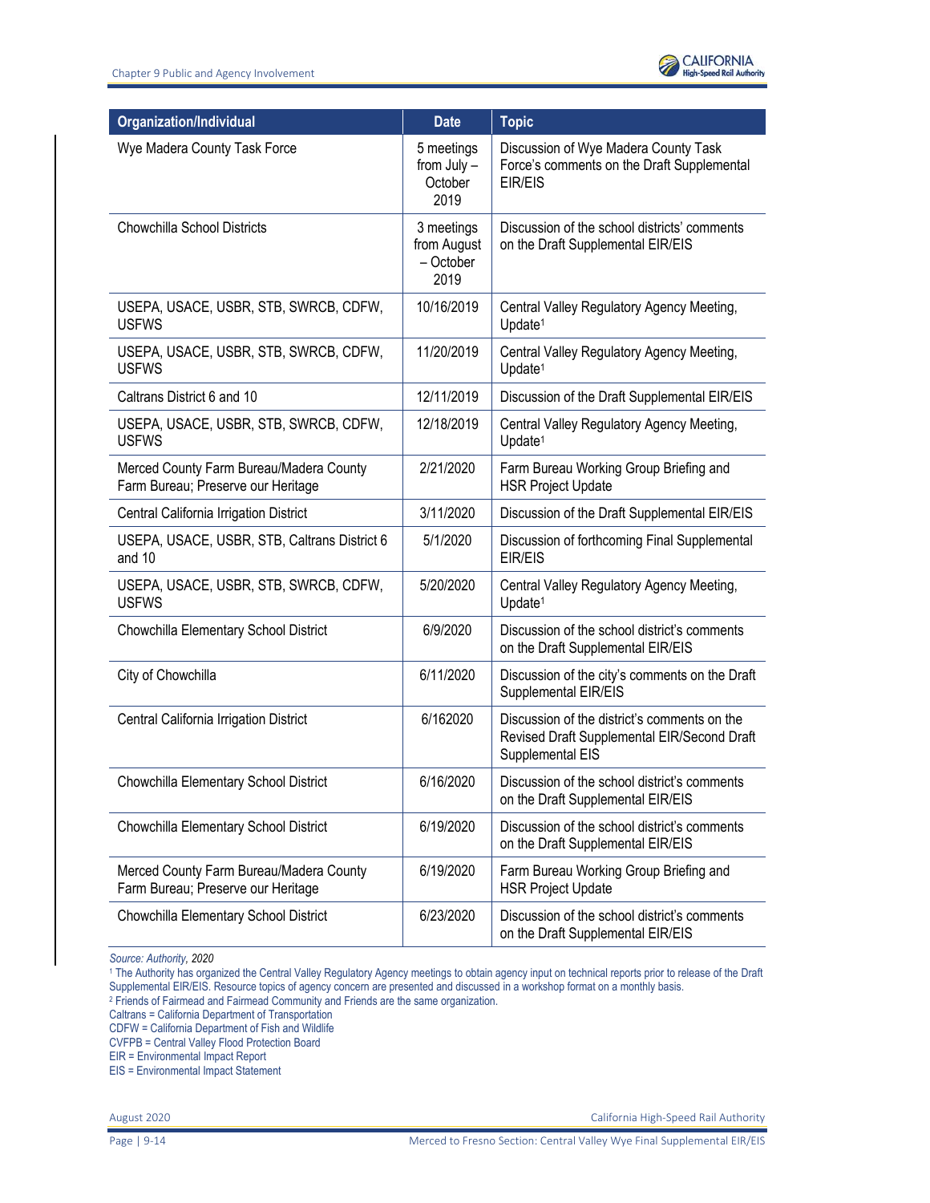| Organization/Individual | Date | Topic |
|---|---|---|
| Wye Madera County Task Force | 5 meetings from July – October 2019 | Discussion of Wye Madera County Task Force's comments on the Draft Supplemental EIR/EIS |
| Chowchilla School Districts | 3 meetings from August – October 2019 | Discussion of the school districts' comments on the Draft Supplemental EIR/EIS |
| USEPA, USACE, USBR, STB, SWRCB, CDFW, USFWS | 10/16/2019 | Central Valley Regulatory Agency Meeting, Update[1] |
| USEPA, USACE, USBR, STB, SWRCB, CDFW, USFWS | 11/20/2019 | Central Valley Regulatory Agency Meeting, Update[1] |
| Caltrans District 6 and 10 | 12/11/2019 | Discussion of the Draft Supplemental EIR/EIS |
| USEPA, USACE, USBR, STB, SWRCB, CDFW, USFWS | 12/18/2019 | Central Valley Regulatory Agency Meeting, Update[1] |
| Merced County Farm Bureau/Madera County Farm Bureau; Preserve our Heritage | 2/21/2020 | Farm Bureau Working Group Briefing and HSR Project Update |
| Central California Irrigation District | 3/11/2020 | Discussion of the Draft Supplemental EIR/EIS |
| USEPA, USACE, USBR, STB, Caltrans District 6 and 10 | 5/1/2020 | Discussion of forthcoming Final Supplemental EIR/EIS |
| USEPA, USACE, USBR, STB, SWRCB, CDFW, USFWS | 5/20/2020 | Central Valley Regulatory Agency Meeting, Update[1] |
| Chowchilla Elementary School District | 6/9/2020 | Discussion of the school district's comments on the Draft Supplemental EIR/EIS |
| City of Chowchilla | 6/11/2020 | Discussion of the city's comments on the Draft Supplemental EIR/EIS |
| Central California Irrigation District | 6/162020 | Discussion of the district's comments on the Revised Draft Supplemental EIR/Second Draft Supplemental EIS |
| Chowchilla Elementary School District | 6/16/2020 | Discussion of the school district's comments on the Draft Supplemental EIR/EIS |
| Chowchilla Elementary School District | 6/19/2020 | Discussion of the school district's comments on the Draft Supplemental EIR/EIS |
| Merced County Farm Bureau/Madera County Farm Bureau; Preserve our Heritage | 6/19/2020 | Farm Bureau Working Group Briefing and HSR Project Update |
| Chowchilla Elementary School District | 6/23/2020 | Discussion of the school district's comments on the Draft Supplemental EIR/EIS |

*Source: Authority*, 2020

[1] The Authority has organized the Central Valley Regulatory Agency meetings to obtain agency input on technical reports prior to release of the Draft Supplemental EIR/EIS. Resource topics of agency concern are presented and discussed in a workshop format on a monthly basis.

[2] Friends of Fairmead and Fairmead Community and Friends are the same organization.

Caltrans = California Department of Transportation
CDFW = California Department of Fish and Wildlife
CVFPB = Central Valley Flood Protection Board
EIR = Environmental Impact Report
EIS = Environmental Impact Statement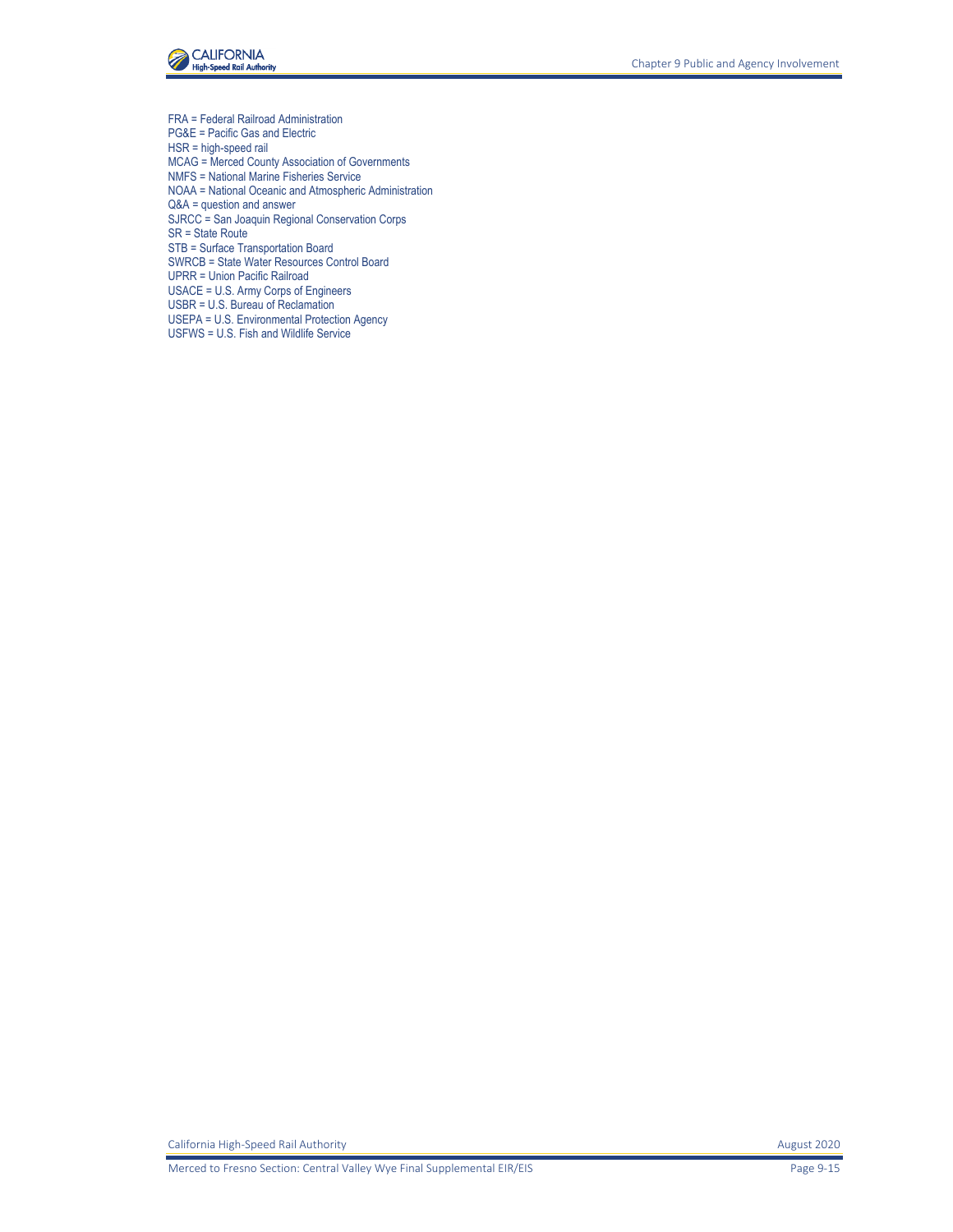FRA = Federal Railroad Administration
PG&E = Pacific Gas and Electric
HSR = high-speed rail
MCAG = Merced County Association of Governments
NMFS = National Marine Fisheries Service
NOAA = National Oceanic and Atmospheric Administration
Q&A = question and answer
SJRCC = San Joaquin Regional Conservation Corps
SR = State Route
STB = Surface Transportation Board
SWRCB = State Water Resources Control Board
UPRR = Union Pacific Railroad
USACE = U.S. Army Corps of Engineers
USBR = U.S. Bureau of Reclamation
USEPA = U.S. Environmental Protection Agency
USFWS = U.S. Fish and Wildlife Service